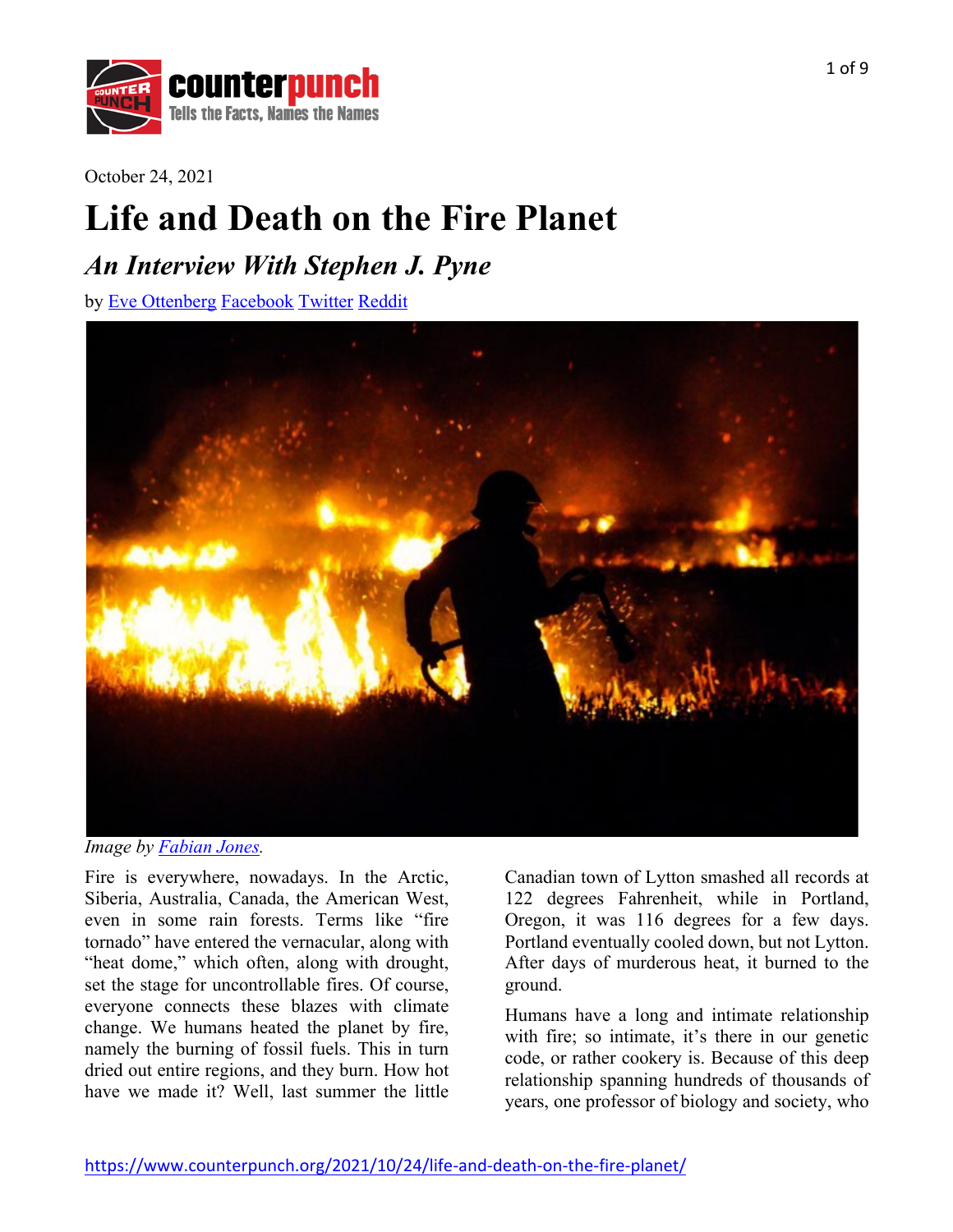October 24, 2021

# Life and Death on the Fire Planet

## *An Interview With Stephen J. Pyne*

by Eve Ottenberg Facebook Twitter Reddit

*Image by Fabian Jones.*

Fire is everywhere, nowadays. In the Arctic, Siberia, Australia, Canada, the American West, even in some rain forests. Terms like "fire tornado" have entered the vernacular, along with "heat dome," which often, along with drought, set the stage for uncontrollable fires. Of course, everyone connects these blazes with climate change. We humans heated the planet by fire, namely the burning of fossil fuels. This in turn dried out entire regions, and they burn. How hot have we made it? Well, last summer the little Canadian town of Lytton smashed all records at 122 degrees Fahrenheit, while in Portland, Oregon, it was 116 degrees for a few days. Portland eventually cooled down, but not Lytton. After days of murderous heat, it burned to the ground.

Humans have a long and intimate relationship with fire; so intimate, it's there in our genetic code, or rather cookery is. Because of this deep relationship spanning hundreds of thousands of years, one professor of biology and society, who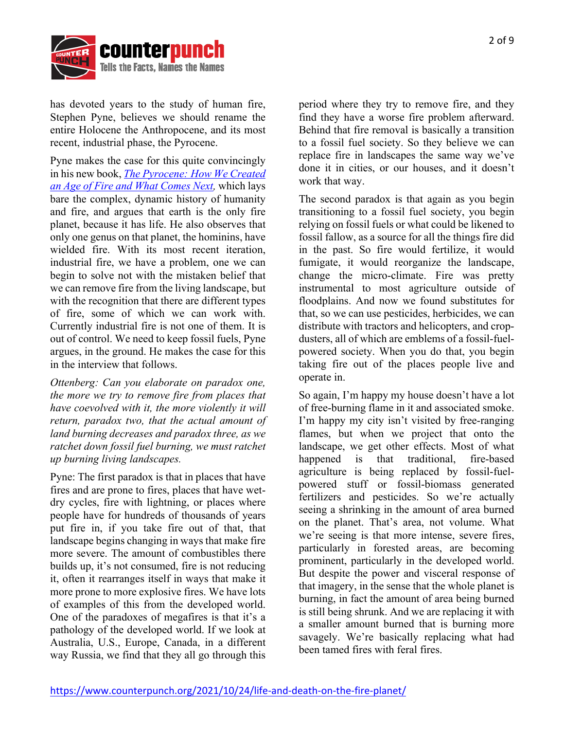has devoted years to the study of human fire, Stephen Pyne, believes we should rename the entire Holocene the Anthropocene, and its most recent, industrial phase, the Pyrocene.

Pyne makes the case for this quite convincingly in his new book, [*The Pyrocene: How We Created an Age of Fire and What Comes Next*](), which lays bare the complex, dynamic history of humanity and fire, and argues that earth is the only fire planet, because it has life. He also observes that only one genus on that planet, the hominins, have wielded fire. With its most recent iteration, industrial fire, we have a problem, one we can begin to solve not with the mistaken belief that we can remove fire from the living landscape, but with the recognition that there are different types of fire, some of which we can work with. Currently industrial fire is not one of them. It is out of control. We need to keep fossil fuels, Pyne argues, in the ground. He makes the case for this in the interview that follows.

*Ottenberg: Can you elaborate on paradox one, the more we try to remove fire from places that have coevolved with it, the more violently it will return, paradox two, that the actual amount of land burning decreases and paradox three, as we ratchet down fossil fuel burning, we must ratchet up burning living landscapes.*

Pyne: The first paradox is that in places that have fires and are prone to fires, places that have wet-dry cycles, fire with lightning, or places where people have for hundreds of thousands of years put fire in, if you take fire out of that, that landscape begins changing in ways that make fire more severe. The amount of combustibles there builds up, it's not consumed, fire is not reducing it, often it rearranges itself in ways that make it more prone to more explosive fires. We have lots of examples of this from the developed world. One of the paradoxes of megafires is that it's a pathology of the developed world. If we look at Australia, U.S., Europe, Canada, in a different way Russia, we find that they all go through this period where they try to remove fire, and they find they have a worse fire problem afterward. Behind that fire removal is basically a transition to a fossil fuel society. So they believe we can replace fire in landscapes the same way we've done it in cities, or our houses, and it doesn't work that way.

The second paradox is that again as you begin transitioning to a fossil fuel society, you begin relying on fossil fuels or what could be likened to fossil fallow, as a source for all the things fire did in the past. So fire would fertilize, it would fumigate, it would reorganize the landscape, change the micro-climate. Fire was pretty instrumental to most agriculture outside of floodplains. And now we found substitutes for that, so we can use pesticides, herbicides, we can distribute with tractors and helicopters, and crop-dusters, all of which are emblems of a fossil-fuel-powered society. When you do that, you begin taking fire out of the places people live and operate in.

So again, I'm happy my house doesn't have a lot of free-burning flame in it and associated smoke. I'm happy my city isn't visited by free-ranging flames, but when we project that onto the landscape, we get other effects. Most of what happened is that traditional, fire-based agriculture is being replaced by fossil-fuel-powered stuff or fossil-biomass generated fertilizers and pesticides. So we're actually seeing a shrinking in the amount of area burned on the planet. That's area, not volume. What we're seeing is that more intense, severe fires, particularly in forested areas, are becoming prominent, particularly in the developed world. But despite the power and visceral response of that imagery, in the sense that the whole planet is burning, in fact the amount of area being burned is still being shrunk. And we are replacing it with a smaller amount burned that is burning more savagely. We're basically replacing what had been tamed fires with feral fires.

https://www.counterpunch.org/2021/10/24/life-and-death-on-the-fire-planet/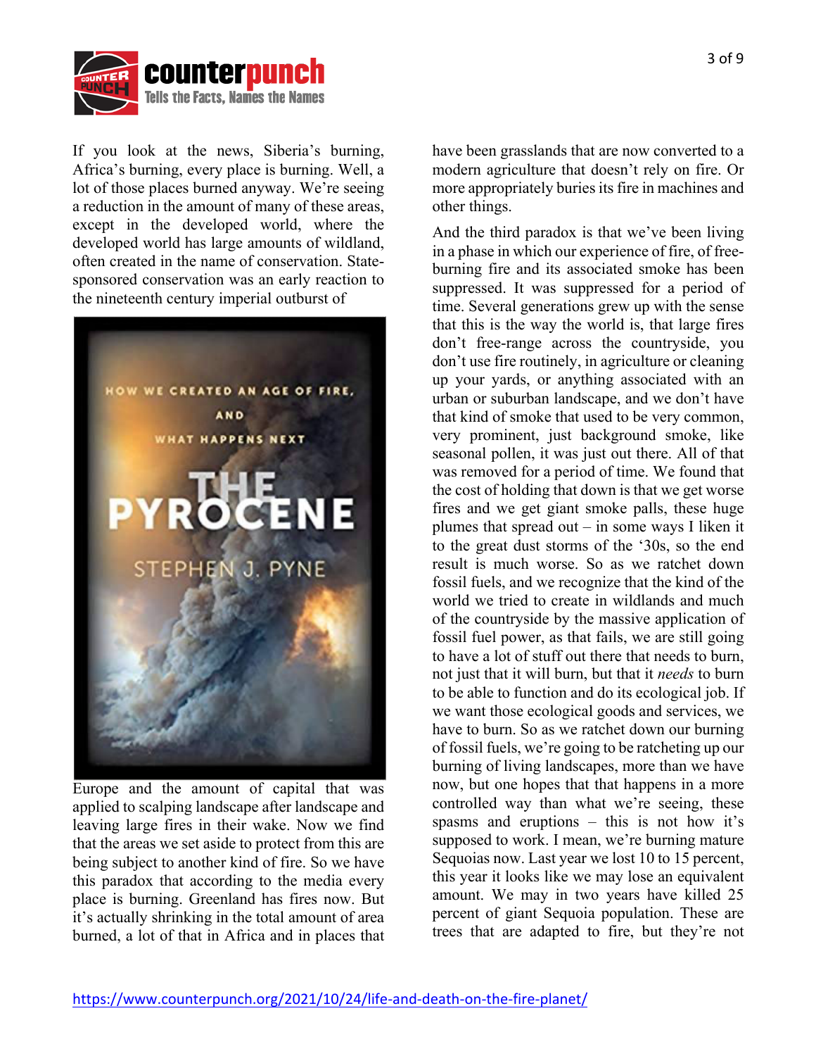If you look at the news, Siberia's burning, Africa's burning, every place is burning. Well, a lot of those places burned anyway. We're seeing a reduction in the amount of many of these areas, except in the developed world, where the developed world has large amounts of wildland, often created in the name of conservation. State-sponsored conservation was an early reaction to the nineteenth century imperial outburst of Europe and the amount of capital that was applied to scalping landscape after landscape and leaving large fires in their wake. Now we find that the areas we set aside to protect from this are being subject to another kind of fire. So we have this paradox that according to the media every place is burning. Greenland has fires now. But it's actually shrinking in the total amount of area burned, a lot of that in Africa and in places that have been grasslands that are now converted to a modern agriculture that doesn't rely on fire. Or more appropriately buries its fire in machines and other things.

And the third paradox is that we've been living in a phase in which our experience of fire, of free-burning fire and its associated smoke has been suppressed. It was suppressed for a period of time. Several generations grew up with the sense that this is the way the world is, that large fires don't free-range across the countryside, you don't use fire routinely, in agriculture or cleaning up your yards, or anything associated with an urban or suburban landscape, and we don't have that kind of smoke that used to be very common, very prominent, just background smoke, like seasonal pollen, it was just out there. All of that was removed for a period of time. We found that the cost of holding that down is that we get worse fires and we get giant smoke palls, these huge plumes that spread out – in some ways I liken it to the great dust storms of the '30s, so the end result is much worse. So as we ratchet down fossil fuels, and we recognize that the kind of the world we tried to create in wildlands and much of the countryside by the massive application of fossil fuel power, as that fails, we are still going to have a lot of stuff out there that needs to burn, not just that it will burn, but that it *needs* to burn to be able to function and do its ecological job. If we want those ecological goods and services, we have to burn. So as we ratchet down our burning of fossil fuels, we're going to be ratcheting up our burning of living landscapes, more than we have now, but one hopes that that happens in a more controlled way than what we're seeing, these spasms and eruptions – this is not how it's supposed to work. I mean, we're burning mature Sequoias now. Last year we lost 10 to 15 percent, this year it looks like we may lose an equivalent amount. We may in two years have killed 25 percent of giant Sequoia population. These are trees that are adapted to fire, but they're not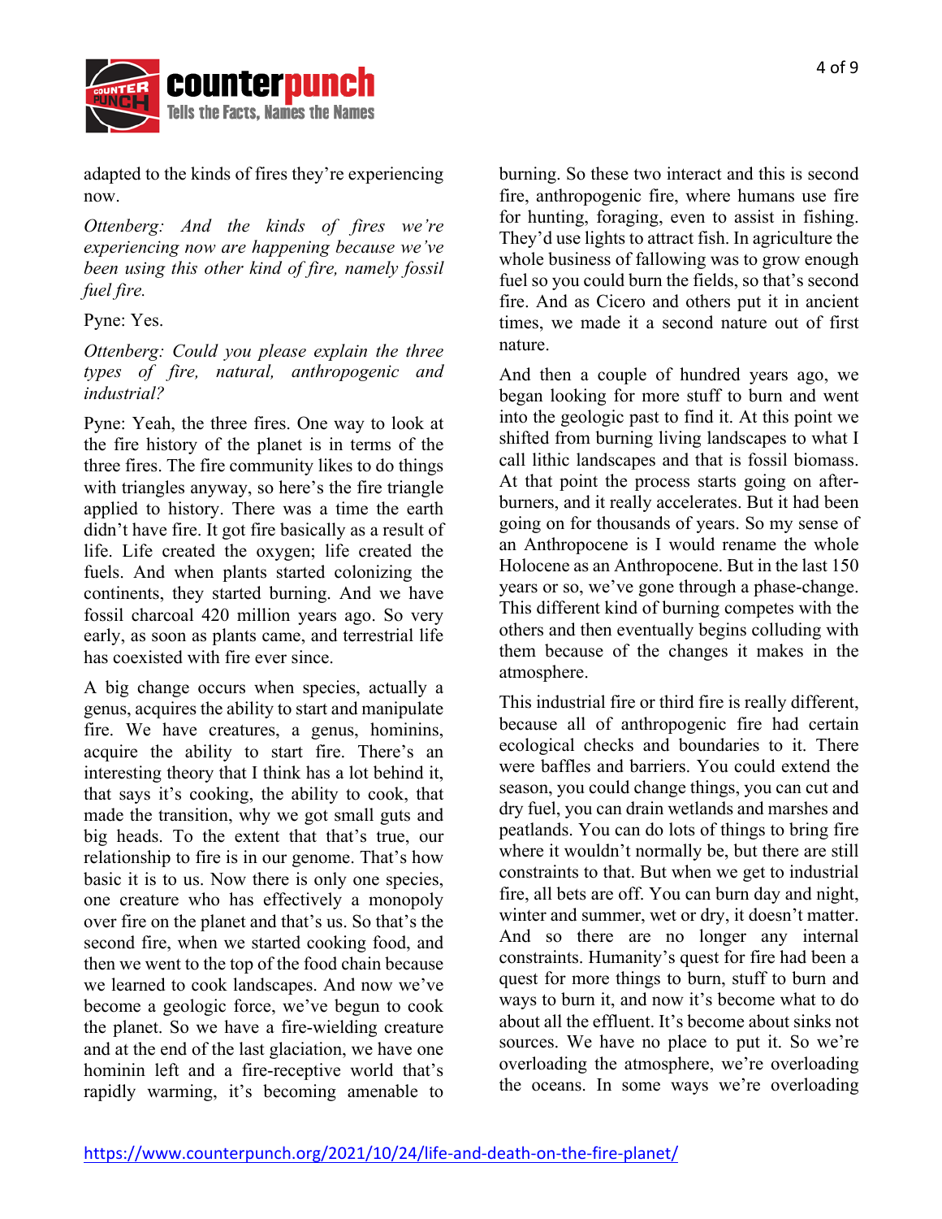adapted to the kinds of fires they're experiencing now.

*Ottenberg: And the kinds of fires we're experiencing now are happening because we've been using this other kind of fire, namely fossil fuel fire.*

Pyne: Yes.

*Ottenberg: Could you please explain the three types of fire, natural, anthropogenic and industrial?*

Pyne: Yeah, the three fires. One way to look at the fire history of the planet is in terms of the three fires. The fire community likes to do things with triangles anyway, so here's the fire triangle applied to history. There was a time the earth didn't have fire. It got fire basically as a result of life. Life created the oxygen; life created the fuels. And when plants started colonizing the continents, they started burning. And we have fossil charcoal 420 million years ago. So very early, as soon as plants came, and terrestrial life has coexisted with fire ever since.

A big change occurs when species, actually a genus, acquires the ability to start and manipulate fire. We have creatures, a genus, hominins, acquire the ability to start fire. There's an interesting theory that I think has a lot behind it, that says it's cooking, the ability to cook, that made the transition, why we got small guts and big heads. To the extent that that's true, our relationship to fire is in our genome. That's how basic it is to us. Now there is only one species, one creature who has effectively a monopoly over fire on the planet and that's us. So that's the second fire, when we started cooking food, and then we went to the top of the food chain because we learned to cook landscapes. And now we've become a geologic force, we've begun to cook the planet. So we have a fire-wielding creature and at the end of the last glaciation, we have one hominin left and a fire-receptive world that's rapidly warming, it's becoming amenable to burning. So these two interact and this is second fire, anthropogenic fire, where humans use fire for hunting, foraging, even to assist in fishing. They'd use lights to attract fish. In agriculture the whole business of fallowing was to grow enough fuel so you could burn the fields, so that's second fire. And as Cicero and others put it in ancient times, we made it a second nature out of first nature.

And then a couple of hundred years ago, we began looking for more stuff to burn and went into the geologic past to find it. At this point we shifted from burning living landscapes to what I call lithic landscapes and that is fossil biomass. At that point the process starts going on after-burners, and it really accelerates. But it had been going on for thousands of years. So my sense of an Anthropocene is I would rename the whole Holocene as an Anthropocene. But in the last 150 years or so, we've gone through a phase-change. This different kind of burning competes with the others and then eventually begins colluding with them because of the changes it makes in the atmosphere.

This industrial fire or third fire is really different, because all of anthropogenic fire had certain ecological checks and boundaries to it. There were baffles and barriers. You could extend the season, you could change things, you can cut and dry fuel, you can drain wetlands and marshes and peatlands. You can do lots of things to bring fire where it wouldn't normally be, but there are still constraints to that. But when we get to industrial fire, all bets are off. You can burn day and night, winter and summer, wet or dry, it doesn't matter. And so there are no longer any internal constraints. Humanity's quest for fire had been a quest for more things to burn, stuff to burn and ways to burn it, and now it's become what to do about all the effluent. It's become about sinks not sources. We have no place to put it. So we're overloading the atmosphere, we're overloading the oceans. In some ways we're overloading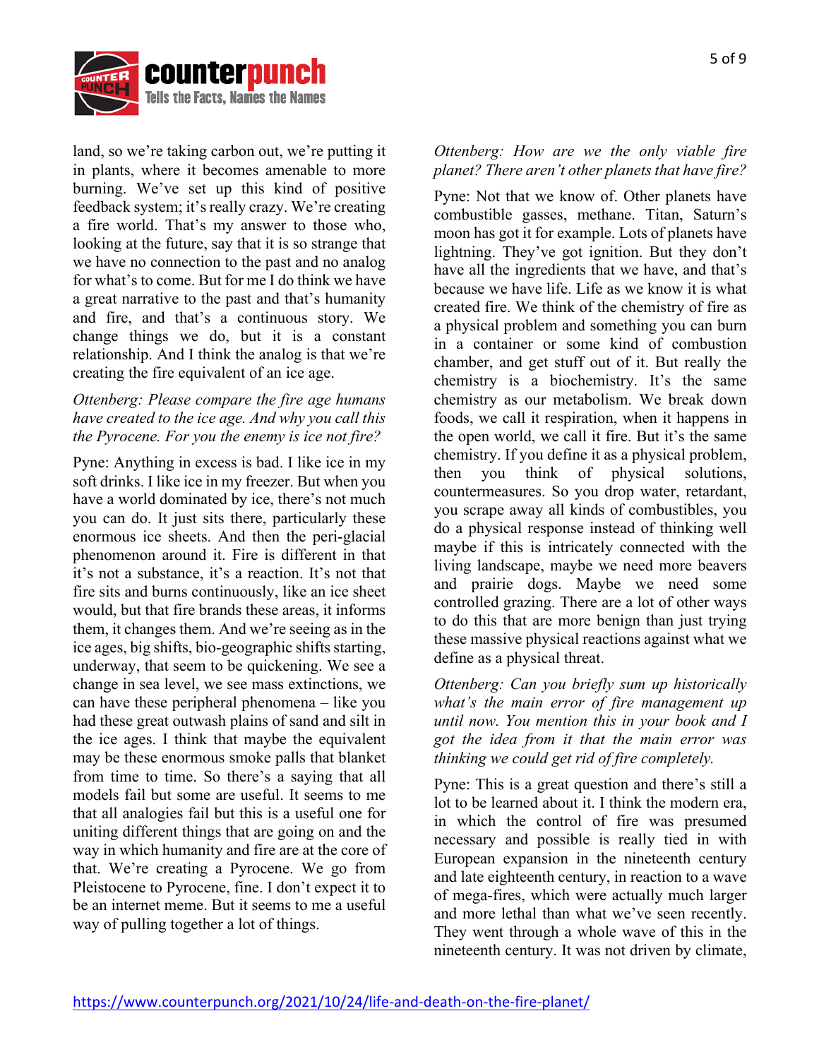land, so we're taking carbon out, we're putting it in plants, where it becomes amenable to more burning. We've set up this kind of positive feedback system; it's really crazy. We're creating a fire world. That's my answer to those who, looking at the future, say that it is so strange that we have no connection to the past and no analog for what's to come. But for me I do think we have a great narrative to the past and that's humanity and fire, and that's a continuous story. We change things we do, but it is a constant relationship. And I think the analog is that we're creating the fire equivalent of an ice age.

*Ottenberg: Please compare the fire age humans have created to the ice age. And why you call this the Pyrocene. For you the enemy is ice not fire?*

Pyne: Anything in excess is bad. I like ice in my soft drinks. I like ice in my freezer. But when you have a world dominated by ice, there's not much you can do. It just sits there, particularly these enormous ice sheets. And then the peri-glacial phenomenon around it. Fire is different in that it's not a substance, it's a reaction. It's not that fire sits and burns continuously, like an ice sheet would, but that fire brands these areas, it informs them, it changes them. And we're seeing as in the ice ages, big shifts, bio-geographic shifts starting, underway, that seem to be quickening. We see a change in sea level, we see mass extinctions, we can have these peripheral phenomena – like you had these great outwash plains of sand and silt in the ice ages. I think that maybe the equivalent may be these enormous smoke palls that blanket from time to time. So there's a saying that all models fail but some are useful. It seems to me that all analogies fail but this is a useful one for uniting different things that are going on and the way in which humanity and fire are at the core of that. We're creating a Pyrocene. We go from Pleistocene to Pyrocene, fine. I don't expect it to be an internet meme. But it seems to me a useful way of pulling together a lot of things.

*Ottenberg: How are we the only viable fire planet? There aren't other planets that have fire?*

Pyne: Not that we know of. Other planets have combustible gasses, methane. Titan, Saturn's moon has got it for example. Lots of planets have lightning. They've got ignition. But they don't have all the ingredients that we have, and that's because we have life. Life as we know it is what created fire. We think of the chemistry of fire as a physical problem and something you can burn in a container or some kind of combustion chamber, and get stuff out of it. But really the chemistry is a biochemistry. It's the same chemistry as our metabolism. We break down foods, we call it respiration, when it happens in the open world, we call it fire. But it's the same chemistry. If you define it as a physical problem, then you think of physical solutions, countermeasures. So you drop water, retardant, you scrape away all kinds of combustibles, you do a physical response instead of thinking well maybe if this is intricately connected with the living landscape, maybe we need more beavers and prairie dogs. Maybe we need some controlled grazing. There are a lot of other ways to do this that are more benign than just trying these massive physical reactions against what we define as a physical threat.

*Ottenberg: Can you briefly sum up historically what's the main error of fire management up until now. You mention this in your book and I got the idea from it that the main error was thinking we could get rid of fire completely.*

Pyne: This is a great question and there's still a lot to be learned about it. I think the modern era, in which the control of fire was presumed necessary and possible is really tied in with European expansion in the nineteenth century and late eighteenth century, in reaction to a wave of mega-fires, which were actually much larger and more lethal than what we've seen recently. They went through a whole wave of this in the nineteenth century. It was not driven by climate,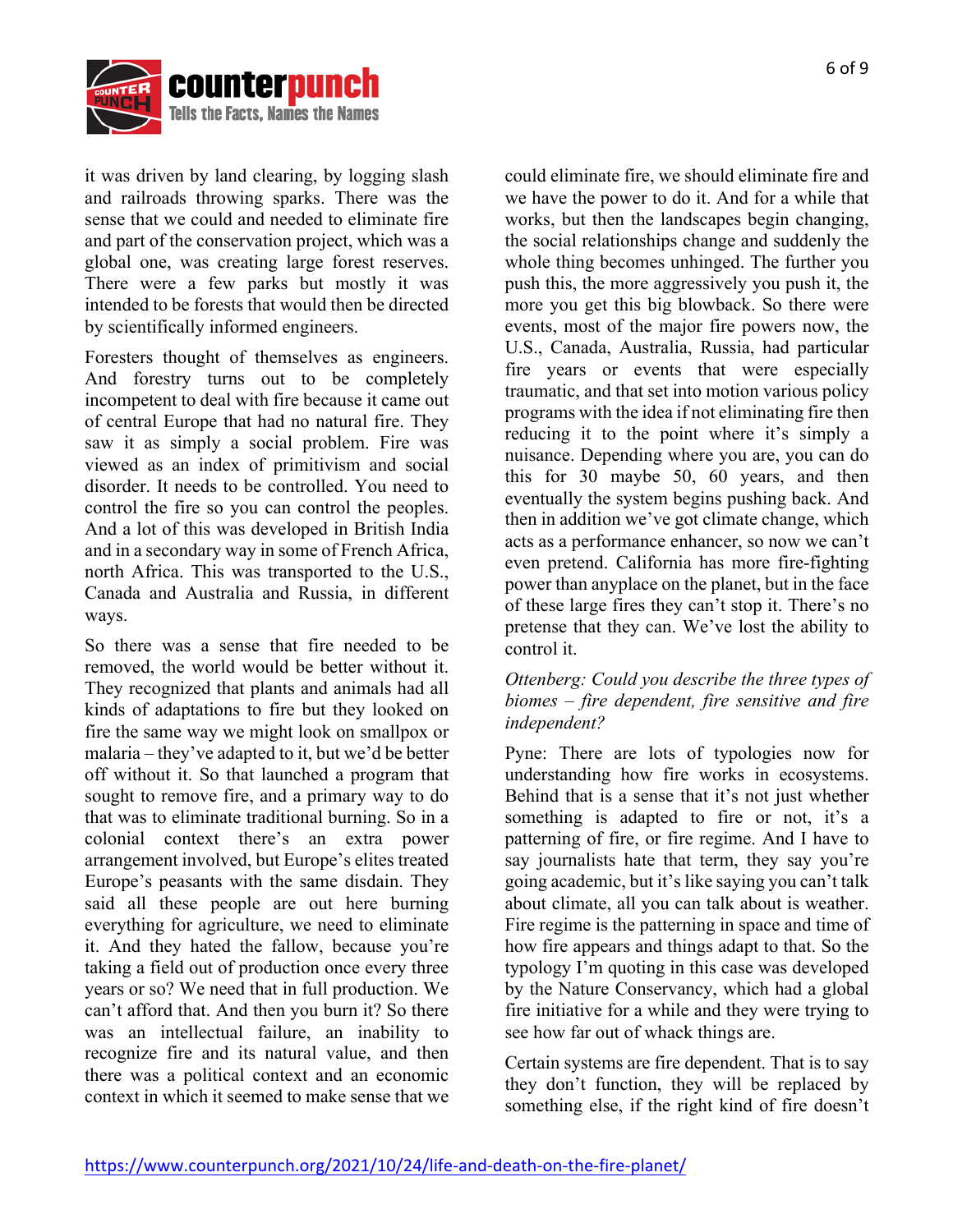it was driven by land clearing, by logging slash and railroads throwing sparks. There was the sense that we could and needed to eliminate fire and part of the conservation project, which was a global one, was creating large forest reserves. There were a few parks but mostly it was intended to be forests that would then be directed by scientifically informed engineers.

Foresters thought of themselves as engineers. And forestry turns out to be completely incompetent to deal with fire because it came out of central Europe that had no natural fire. They saw it as simply a social problem. Fire was viewed as an index of primitivism and social disorder. It needs to be controlled. You need to control the fire so you can control the peoples. And a lot of this was developed in British India and in a secondary way in some of French Africa, north Africa. This was transported to the U.S., Canada and Australia and Russia, in different ways.

So there was a sense that fire needed to be removed, the world would be better without it. They recognized that plants and animals had all kinds of adaptations to fire but they looked on fire the same way we might look on smallpox or malaria – they've adapted to it, but we'd be better off without it. So that launched a program that sought to remove fire, and a primary way to do that was to eliminate traditional burning. So in a colonial context there's an extra power arrangement involved, but Europe's elites treated Europe's peasants with the same disdain. They said all these people are out here burning everything for agriculture, we need to eliminate it. And they hated the fallow, because you're taking a field out of production once every three years or so? We need that in full production. We can't afford that. And then you burn it? So there was an intellectual failure, an inability to recognize fire and its natural value, and then there was a political context and an economic context in which it seemed to make sense that we could eliminate fire, we should eliminate fire and we have the power to do it. And for a while that works, but then the landscapes begin changing, the social relationships change and suddenly the whole thing becomes unhinged. The further you push this, the more aggressively you push it, the more you get this big blowback. So there were events, most of the major fire powers now, the U.S., Canada, Australia, Russia, had particular fire years or events that were especially traumatic, and that set into motion various policy programs with the idea if not eliminating fire then reducing it to the point where it's simply a nuisance. Depending where you are, you can do this for 30 maybe 50, 60 years, and then eventually the system begins pushing back. And then in addition we've got climate change, which acts as a performance enhancer, so now we can't even pretend. California has more fire-fighting power than anyplace on the planet, but in the face of these large fires they can't stop it. There's no pretense that they can. We've lost the ability to control it.

*Ottenberg: Could you describe the three types of biomes – fire dependent, fire sensitive and fire independent?*

Pyne: There are lots of typologies now for understanding how fire works in ecosystems. Behind that is a sense that it's not just whether something is adapted to fire or not, it's a patterning of fire, or fire regime. And I have to say journalists hate that term, they say you're going academic, but it's like saying you can't talk about climate, all you can talk about is weather. Fire regime is the patterning in space and time of how fire appears and things adapt to that. So the typology I'm quoting in this case was developed by the Nature Conservancy, which had a global fire initiative for a while and they were trying to see how far out of whack things are.

Certain systems are fire dependent. That is to say they don't function, they will be replaced by something else, if the right kind of fire doesn't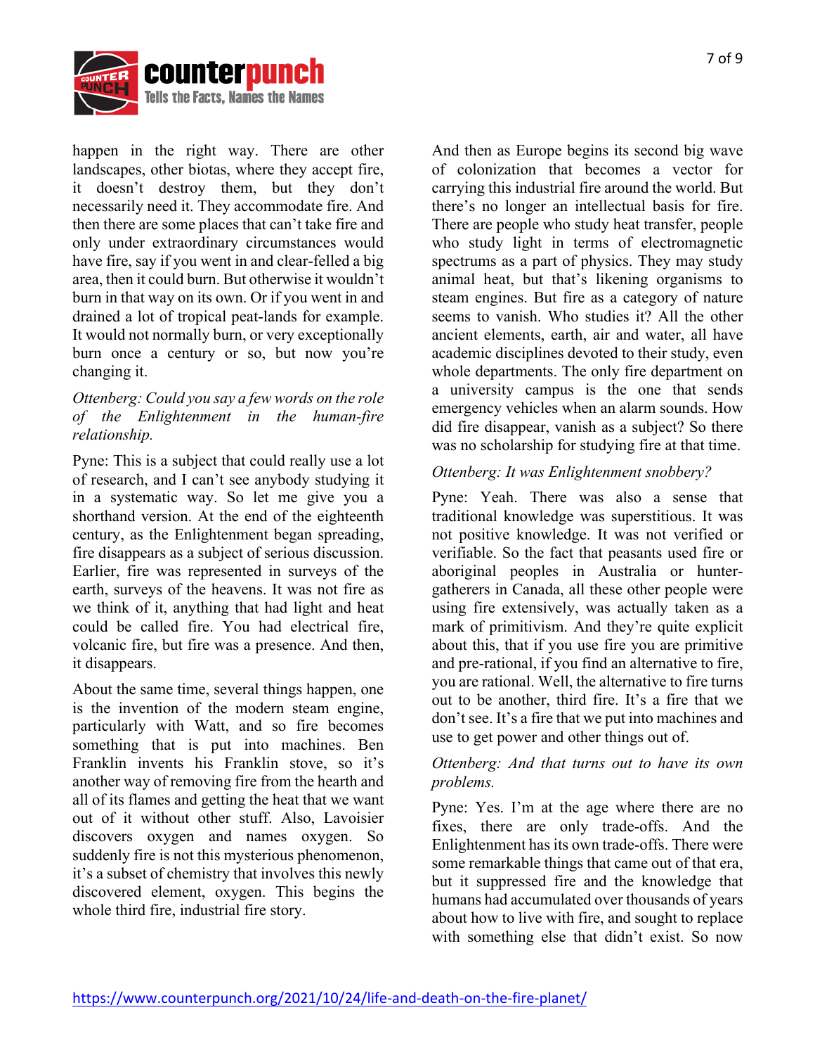happen in the right way. There are other landscapes, other biotas, where they accept fire, it doesn't destroy them, but they don't necessarily need it. They accommodate fire. And then there are some places that can't take fire and only under extraordinary circumstances would have fire, say if you went in and clear-felled a big area, then it could burn. But otherwise it wouldn't burn in that way on its own. Or if you went in and drained a lot of tropical peat-lands for example. It would not normally burn, or very exceptionally burn once a century or so, but now you're changing it.

*Ottenberg: Could you say a few words on the role of the Enlightenment in the human-fire relationship.*

Pyne: This is a subject that could really use a lot of research, and I can't see anybody studying it in a systematic way. So let me give you a shorthand version. At the end of the eighteenth century, as the Enlightenment began spreading, fire disappears as a subject of serious discussion. Earlier, fire was represented in surveys of the earth, surveys of the heavens. It was not fire as we think of it, anything that had light and heat could be called fire. You had electrical fire, volcanic fire, but fire was a presence. And then, it disappears.

About the same time, several things happen, one is the invention of the modern steam engine, particularly with Watt, and so fire becomes something that is put into machines. Ben Franklin invents his Franklin stove, so it's another way of removing fire from the hearth and all of its flames and getting the heat that we want out of it without other stuff. Also, Lavoisier discovers oxygen and names oxygen. So suddenly fire is not this mysterious phenomenon, it's a subset of chemistry that involves this newly discovered element, oxygen. This begins the whole third fire, industrial fire story.

And then as Europe begins its second big wave of colonization that becomes a vector for carrying this industrial fire around the world. But there's no longer an intellectual basis for fire. There are people who study heat transfer, people who study light in terms of electromagnetic spectrums as a part of physics. They may study animal heat, but that's likening organisms to steam engines. But fire as a category of nature seems to vanish. Who studies it? All the other ancient elements, earth, air and water, all have academic disciplines devoted to their study, even whole departments. The only fire department on a university campus is the one that sends emergency vehicles when an alarm sounds. How did fire disappear, vanish as a subject? So there was no scholarship for studying fire at that time.

*Ottenberg: It was Enlightenment snobbery?*

Pyne: Yeah. There was also a sense that traditional knowledge was superstitious. It was not positive knowledge. It was not verified or verifiable. So the fact that peasants used fire or aboriginal peoples in Australia or hunter-gatherers in Canada, all these other people were using fire extensively, was actually taken as a mark of primitivism. And they're quite explicit about this, that if you use fire you are primitive and pre-rational, if you find an alternative to fire, you are rational. Well, the alternative to fire turns out to be another, third fire. It's a fire that we don't see. It's a fire that we put into machines and use to get power and other things out of.

*Ottenberg: And that turns out to have its own problems.*

Pyne: Yes. I'm at the age where there are no fixes, there are only trade-offs. And the Enlightenment has its own trade-offs. There were some remarkable things that came out of that era, but it suppressed fire and the knowledge that humans had accumulated over thousands of years about how to live with fire, and sought to replace with something else that didn't exist. So now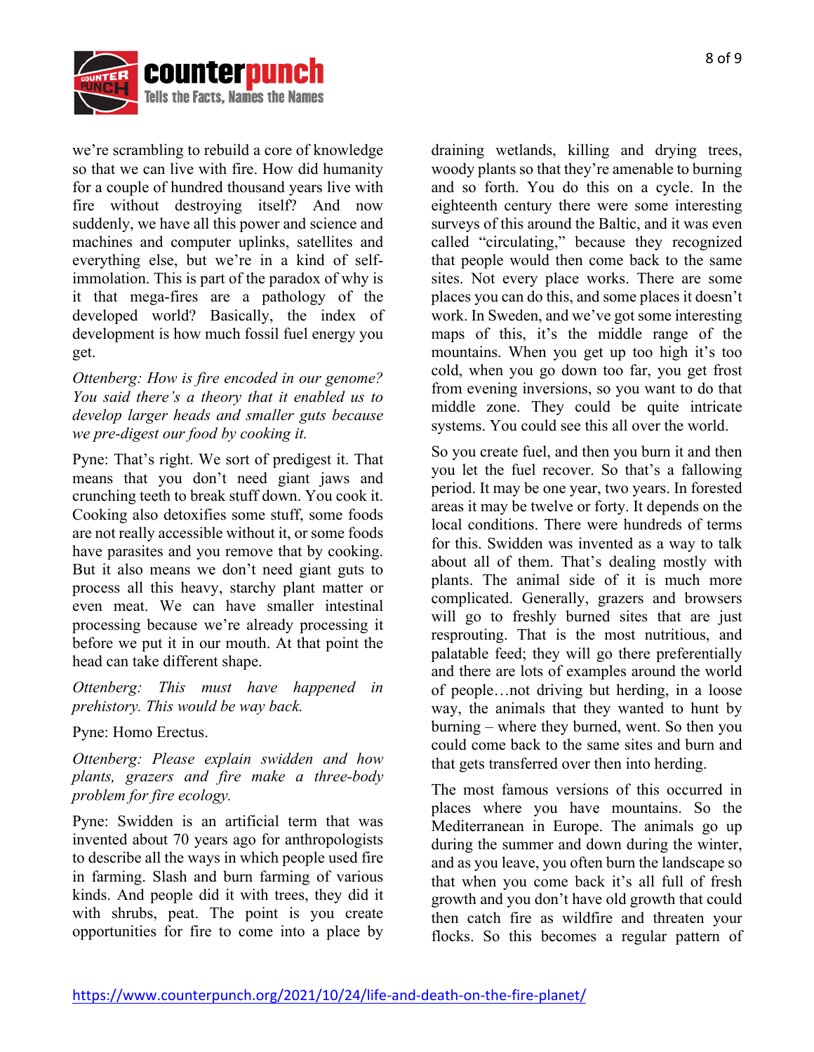we're scrambling to rebuild a core of knowledge so that we can live with fire. How did humanity for a couple of hundred thousand years live with fire without destroying itself? And now suddenly, we have all this power and science and machines and computer uplinks, satellites and everything else, but we're in a kind of self-immolation. This is part of the paradox of why is it that mega-fires are a pathology of the developed world? Basically, the index of development is how much fossil fuel energy you get.

*Ottenberg: How is fire encoded in our genome? You said there's a theory that it enabled us to develop larger heads and smaller guts because we pre-digest our food by cooking it.*

Pyne: That's right. We sort of predigest it. That means that you don't need giant jaws and crunching teeth to break stuff down. You cook it. Cooking also detoxifies some stuff, some foods are not really accessible without it, or some foods have parasites and you remove that by cooking. But it also means we don't need giant guts to process all this heavy, starchy plant matter or even meat. We can have smaller intestinal processing because we're already processing it before we put it in our mouth. At that point the head can take different shape.

*Ottenberg: This must have happened in prehistory. This would be way back.*

Pyne: Homo Erectus.

*Ottenberg: Please explain swidden and how plants, grazers and fire make a three-body problem for fire ecology.*

Pyne: Swidden is an artificial term that was invented about 70 years ago for anthropologists to describe all the ways in which people used fire in farming. Slash and burn farming of various kinds. And people did it with trees, they did it with shrubs, peat. The point is you create opportunities for fire to come into a place by draining wetlands, killing and drying trees, woody plants so that they're amenable to burning and so forth. You do this on a cycle. In the eighteenth century there were some interesting surveys of this around the Baltic, and it was even called "circulating," because they recognized that people would then come back to the same sites. Not every place works. There are some places you can do this, and some places it doesn't work. In Sweden, and we've got some interesting maps of this, it's the middle range of the mountains. When you get up too high it's too cold, when you go down too far, you get frost from evening inversions, so you want to do that middle zone. They could be quite intricate systems. You could see this all over the world.

So you create fuel, and then you burn it and then you let the fuel recover. So that's a fallowing period. It may be one year, two years. In forested areas it may be twelve or forty. It depends on the local conditions. There were hundreds of terms for this. Swidden was invented as a way to talk about all of them. That's dealing mostly with plants. The animal side of it is much more complicated. Generally, grazers and browsers will go to freshly burned sites that are just resprouting. That is the most nutritious, and palatable feed; they will go there preferentially and there are lots of examples around the world of people…not driving but herding, in a loose way, the animals that they wanted to hunt by burning – where they burned, went. So then you could come back to the same sites and burn and that gets transferred over then into herding.

The most famous versions of this occurred in places where you have mountains. So the Mediterranean in Europe. The animals go up during the summer and down during the winter, and as you leave, you often burn the landscape so that when you come back it's all full of fresh growth and you don't have old growth that could then catch fire as wildfire and threaten your flocks. So this becomes a regular pattern of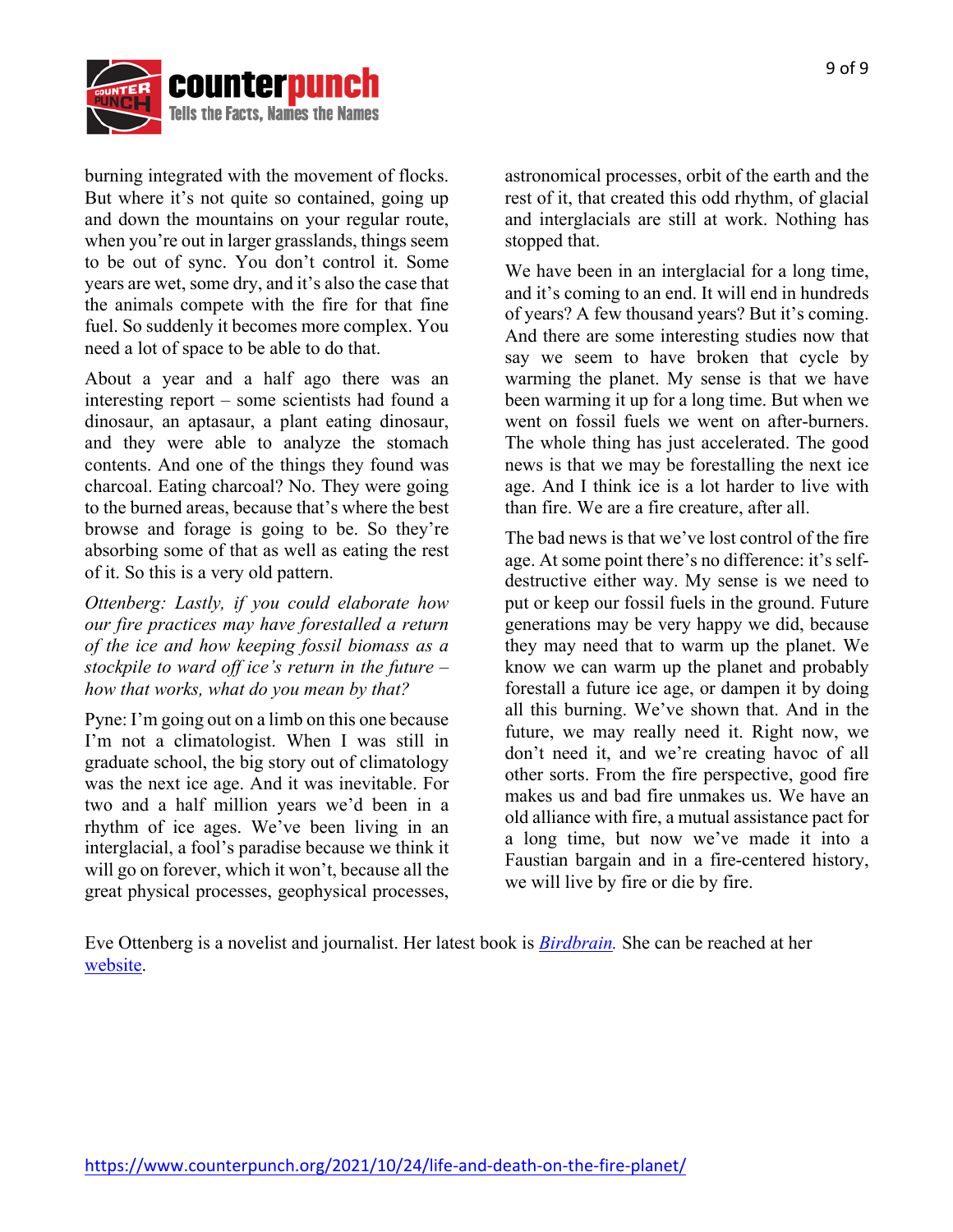burning integrated with the movement of flocks. But where it's not quite so contained, going up and down the mountains on your regular route, when you're out in larger grasslands, things seem to be out of sync. You don't control it. Some years are wet, some dry, and it's also the case that the animals compete with the fire for that fine fuel. So suddenly it becomes more complex. You need a lot of space to be able to do that.

About a year and a half ago there was an interesting report – some scientists had found a dinosaur, an aptasaur, a plant eating dinosaur, and they were able to analyze the stomach contents. And one of the things they found was charcoal. Eating charcoal? No. They were going to the burned areas, because that's where the best browse and forage is going to be. So they're absorbing some of that as well as eating the rest of it. So this is a very old pattern.

*Ottenberg: Lastly, if you could elaborate how our fire practices may have forestalled a return of the ice and how keeping fossil biomass as a stockpile to ward off ice's return in the future – how that works, what do you mean by that?*

Pyne: I'm going out on a limb on this one because I'm not a climatologist. When I was still in graduate school, the big story out of climatology was the next ice age. And it was inevitable. For two and a half million years we'd been in a rhythm of ice ages. We've been living in an interglacial, a fool's paradise because we think it will go on forever, which it won't, because all the great physical processes, geophysical processes, astronomical processes, orbit of the earth and the rest of it, that created this odd rhythm, of glacial and interglacials are still at work. Nothing has stopped that.

We have been in an interglacial for a long time, and it's coming to an end. It will end in hundreds of years? A few thousand years? But it's coming. And there are some interesting studies now that say we seem to have broken that cycle by warming the planet. My sense is that we have been warming it up for a long time. But when we went on fossil fuels we went on after-burners. The whole thing has just accelerated. The good news is that we may be forestalling the next ice age. And I think ice is a lot harder to live with than fire. We are a fire creature, after all.

The bad news is that we've lost control of the fire age. At some point there's no difference: it's self-destructive either way. My sense is we need to put or keep our fossil fuels in the ground. Future generations may be very happy we did, because they may need that to warm up the planet. We know we can warm up the planet and probably forestall a future ice age, or dampen it by doing all this burning. We've shown that. And in the future, we may really need it. Right now, we don't need it, and we're creating havoc of all other sorts. From the fire perspective, good fire makes us and bad fire unmakes us. We have an old alliance with fire, a mutual assistance pact for a long time, but now we've made it into a Faustian bargain and in a fire-centered history, we will live by fire or die by fire.

Eve Ottenberg is a novelist and journalist. Her latest book is *[Birdbrain](#).* She can be reached at her [website](#).